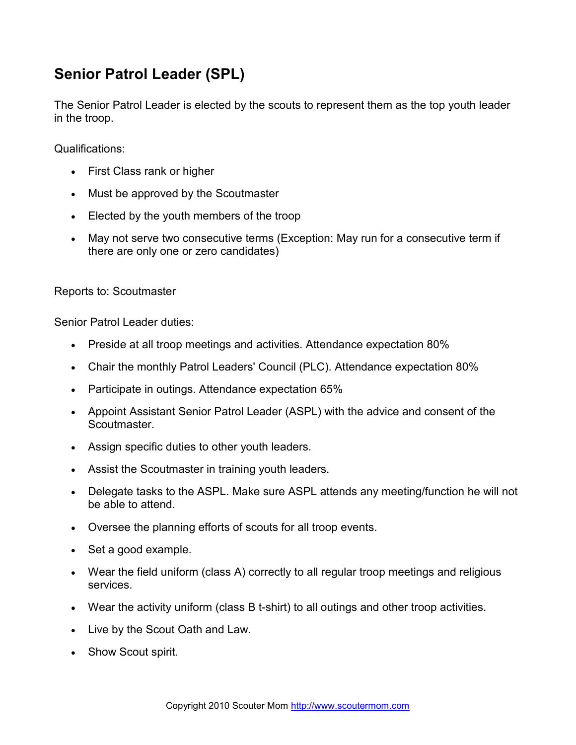# Senior Patrol Leader (SPL)

The Senior Patrol Leader is elected by the scouts to represent them as the top youth leader in the troop.

Qualifications:

- First Class rank or higher
- Must be approved by the Scoutmaster
- Elected by the youth members of the troop
- May not serve two consecutive terms (Exception: May run for a consecutive term if there are only one or zero candidates)

Reports to: Scoutmaster

Senior Patrol Leader duties:

- Preside at all troop meetings and activities. Attendance expectation 80%
- Chair the monthly Patrol Leaders' Council (PLC). Attendance expectation 80%
- Participate in outings. Attendance expectation 65%
- Appoint Assistant Senior Patrol Leader (ASPL) with the advice and consent of the Scoutmaster.
- Assign specific duties to other youth leaders.
- Assist the Scoutmaster in training youth leaders.
- Delegate tasks to the ASPL. Make sure ASPL attends any meeting/function he will not be able to attend.
- Oversee the planning efforts of scouts for all troop events.
- Set a good example.
- Wear the field uniform (class A) correctly to all regular troop meetings and religious services.
- Wear the activity uniform (class B t-shirt) to all outings and other troop activities.
- Live by the Scout Oath and Law.
- Show Scout spirit.

Copyright 2010 Scouter Mom http://www.scoutermom.com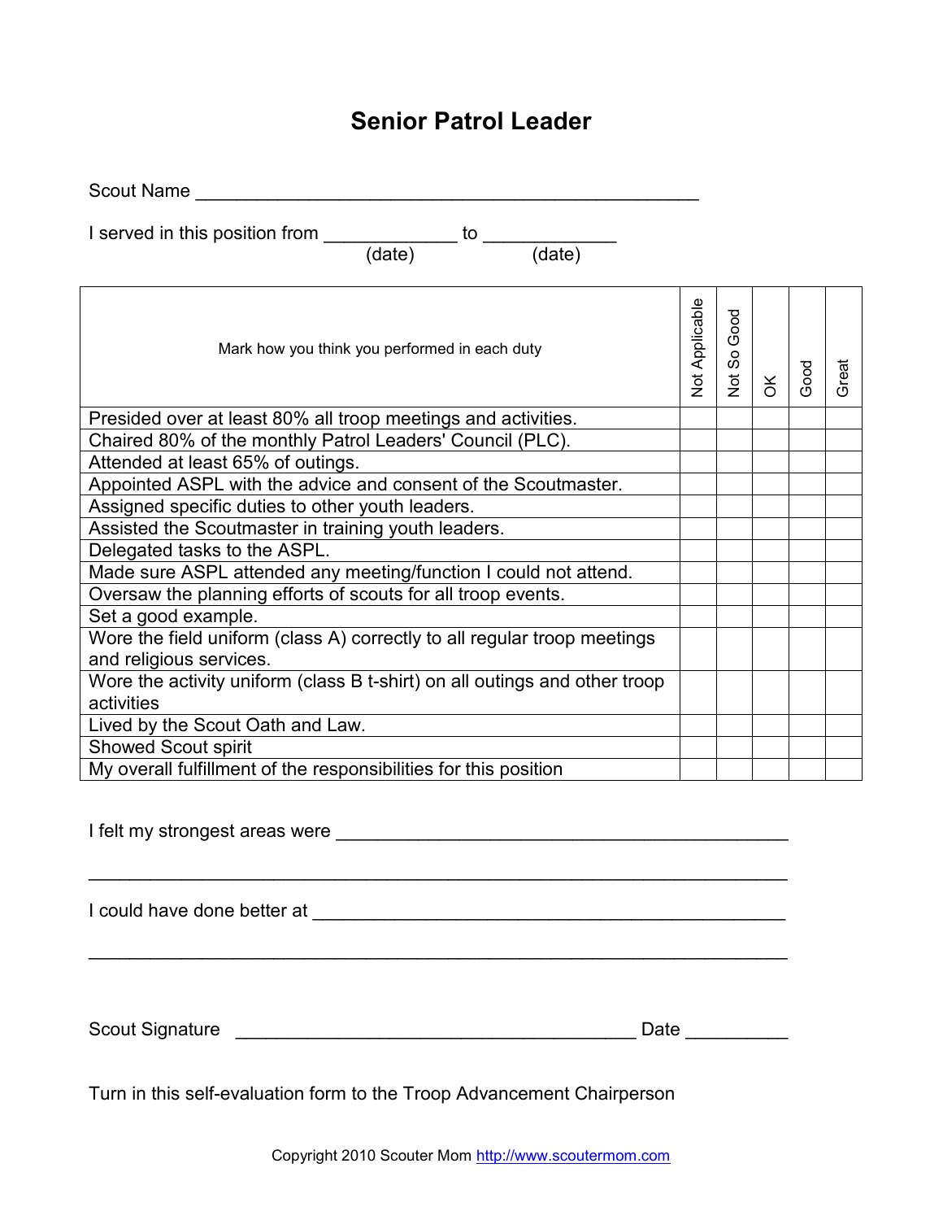# Senior Patrol Leader

Scout Name ________________________________________________

I served in this position from _____________ to _____________
(date) (date)

| Mark how you think you performed in each duty | Not Applicable | Not So Good | OK | Good | Great |
|---|---|---|---|---|---|
| Presided over at least 80% all troop meetings and activities. | | | | | |
| Chaired 80% of the monthly Patrol Leaders' Council (PLC). | | | | | |
| Attended at least 65% of outings. | | | | | |
| Appointed ASPL with the advice and consent of the Scoutmaster. | | | | | |
| Assigned specific duties to other youth leaders. | | | | | |
| Assisted the Scoutmaster in training youth leaders. | | | | | |
| Delegated tasks to the ASPL. | | | | | |
| Made sure ASPL attended any meeting/function I could not attend. | | | | | |
| Oversaw the planning efforts of scouts for all troop events. | | | | | |
| Set a good example. | | | | | |
| Wore the field uniform (class A) correctly to all regular troop meetings and religious services. | | | | | |
| Wore the activity uniform (class B t-shirt) on all outings and other troop activities | | | | | |
| Lived by the Scout Oath and Law. | | | | | |
| Showed Scout spirit | | | | | |
| My overall fulfillment of the responsibilities for this position | | | | | |

I felt my strongest areas were ___________________________________________

_________________________________________________________________

I could have done better at _____________________________________________

_________________________________________________________________

Scout Signature ______________________________________ Date __________

Turn in this self-evaluation form to the Troop Advancement Chairperson

Copyright 2010 Scouter Mom http://www.scoutermom.com